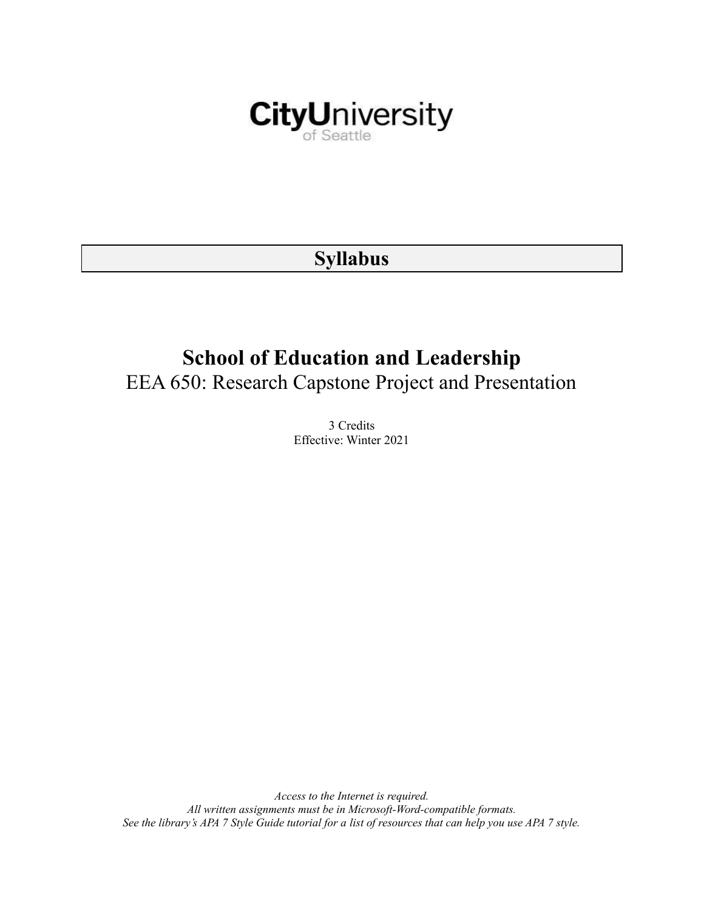CityUniversity
of Seattle

# Syllabus

## School of Education and Leadership

EEA 650: Research Capstone Project and Presentation

3 Credits
Effective: Winter 2021

*Access to the Internet is required.*
*All written assignments must be in Microsoft-Word-compatible formats.*
*See the library's APA 7 Style Guide tutorial for a list of resources that can help you use APA 7 style.*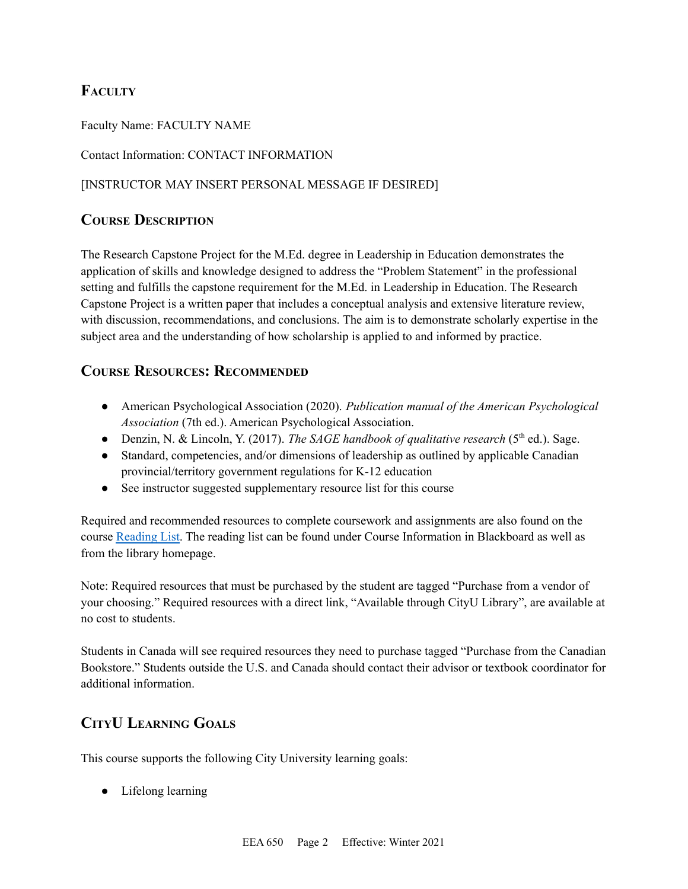## Faculty

Faculty Name: FACULTY NAME

Contact Information: CONTACT INFORMATION

[INSTRUCTOR MAY INSERT PERSONAL MESSAGE IF DESIRED]

## Course Description

The Research Capstone Project for the M.Ed. degree in Leadership in Education demonstrates the application of skills and knowledge designed to address the "Problem Statement" in the professional setting and fulfills the capstone requirement for the M.Ed. in Leadership in Education. The Research Capstone Project is a written paper that includes a conceptual analysis and extensive literature review, with discussion, recommendations, and conclusions. The aim is to demonstrate scholarly expertise in the subject area and the understanding of how scholarship is applied to and informed by practice.

## Course Resources: Recommended

- American Psychological Association (2020). *Publication manual of the American Psychological Association* (7th ed.). American Psychological Association.
- Denzin, N. & Lincoln, Y. (2017). *The SAGE handbook of qualitative research* (5th ed.). Sage.
- Standard, competencies, and/or dimensions of leadership as outlined by applicable Canadian provincial/territory government regulations for K-12 education
- See instructor suggested supplementary resource list for this course

Required and recommended resources to complete coursework and assignments are also found on the course Reading List. The reading list can be found under Course Information in Blackboard as well as from the library homepage.

Note: Required resources that must be purchased by the student are tagged "Purchase from a vendor of your choosing." Required resources with a direct link, "Available through CityU Library", are available at no cost to students.

Students in Canada will see required resources they need to purchase tagged "Purchase from the Canadian Bookstore." Students outside the U.S. and Canada should contact their advisor or textbook coordinator for additional information.

## CityU Learning Goals

This course supports the following City University learning goals:

- Lifelong learning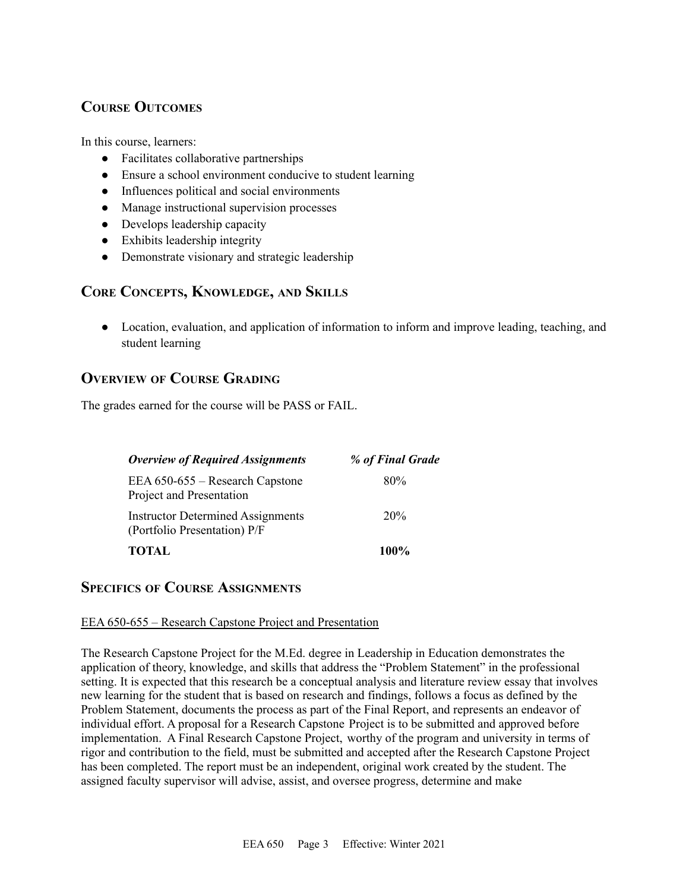## Course Outcomes

In this course, learners:

- Facilitates collaborative partnerships
- Ensure a school environment conducive to student learning
- Influences political and social environments
- Manage instructional supervision processes
- Develops leadership capacity
- Exhibits leadership integrity
- Demonstrate visionary and strategic leadership

## Core Concepts, Knowledge, and Skills

- Location, evaluation, and application of information to inform and improve leading, teaching, and student learning

## Overview of Course Grading

The grades earned for the course will be PASS or FAIL.

| *Overview of Required Assignments* | *% of Final Grade* |
|---|---|
| EEA 650-655 – Research Capstone Project and Presentation | 80% |
| Instructor Determined Assignments (Portfolio Presentation) P/F | 20% |
| **TOTAL** | **100%** |

## Specifics of Course Assignments

EEA 650-655 – Research Capstone Project and Presentation

The Research Capstone Project for the M.Ed. degree in Leadership in Education demonstrates the application of theory, knowledge, and skills that address the "Problem Statement" in the professional setting. It is expected that this research be a conceptual analysis and literature review essay that involves new learning for the student that is based on research and findings, follows a focus as defined by the Problem Statement, documents the process as part of the Final Report, and represents an endeavor of individual effort. A proposal for a Research Capstone Project is to be submitted and approved before implementation. A Final Research Capstone Project, worthy of the program and university in terms of rigor and contribution to the field, must be submitted and accepted after the Research Capstone Project has been completed. The report must be an independent, original work created by the student. The assigned faculty supervisor will advise, assist, and oversee progress, determine and make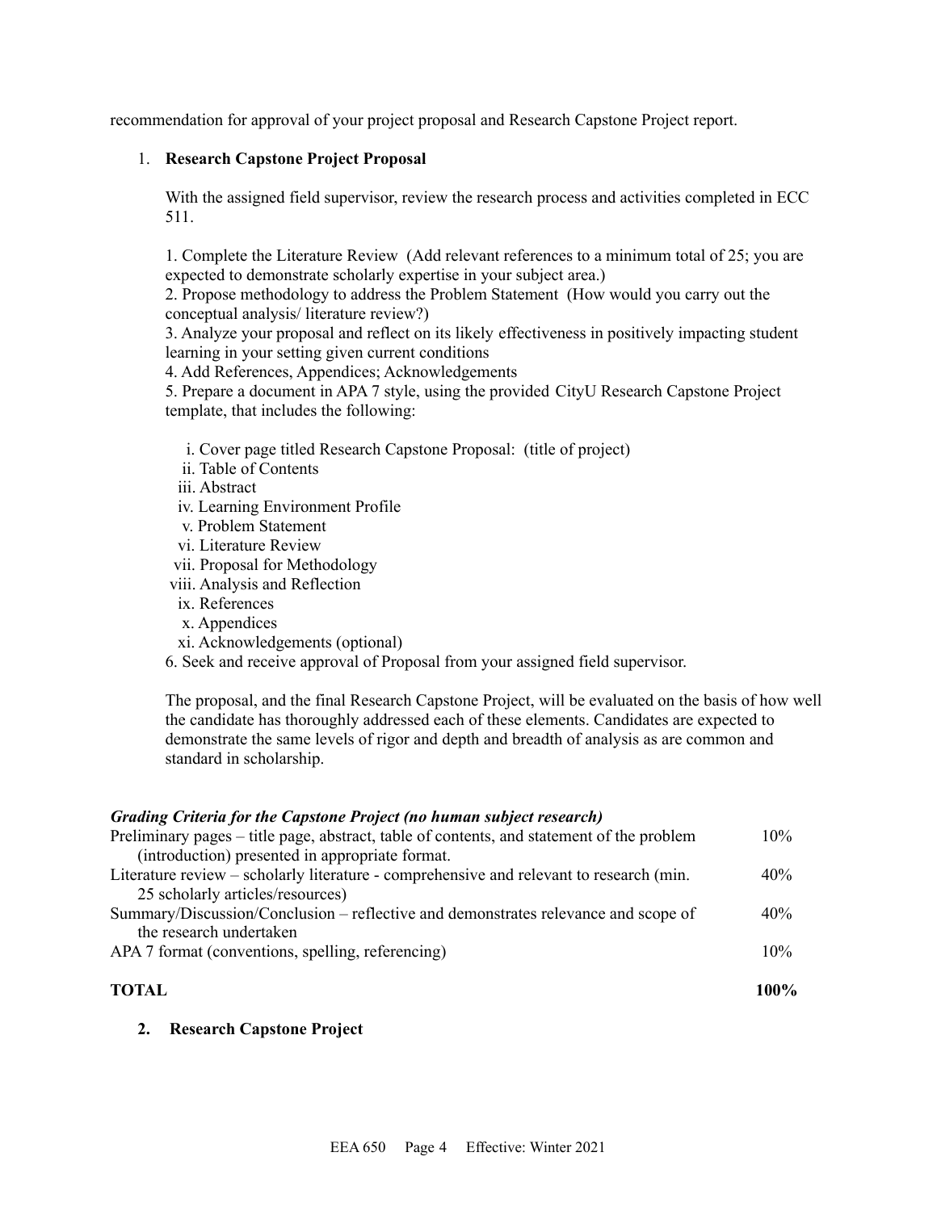recommendation for approval of your project proposal and Research Capstone Project report.

1. **Research Capstone Project Proposal**

   With the assigned field supervisor, review the research process and activities completed in ECC 511.

   1. Complete the Literature Review (Add relevant references to a minimum total of 25; you are expected to demonstrate scholarly expertise in your subject area.)
   2. Propose methodology to address the Problem Statement (How would you carry out the conceptual analysis/ literature review?)
   3. Analyze your proposal and reflect on its likely effectiveness in positively impacting student learning in your setting given current conditions
   4. Add References, Appendices; Acknowledgements
   5. Prepare a document in APA 7 style, using the provided CityU Research Capstone Project template, that includes the following:

      i. Cover page titled Research Capstone Proposal: (title of project)
      ii. Table of Contents
      iii. Abstract
      iv. Learning Environment Profile
      v. Problem Statement
      vi. Literature Review
      vii. Proposal for Methodology
      viii. Analysis and Reflection
      ix. References
      x. Appendices
      xi. Acknowledgements (optional)

   6. Seek and receive approval of Proposal from your assigned field supervisor.

   The proposal, and the final Research Capstone Project, will be evaluated on the basis of how well the candidate has thoroughly addressed each of these elements. Candidates are expected to demonstrate the same levels of rigor and depth and breadth of analysis as are common and standard in scholarship.

***Grading Criteria for the Capstone Project (no human subject research)***

| Criteria | Weight |
|---|---|
| Preliminary pages – title page, abstract, table of contents, and statement of the problem (introduction) presented in appropriate format. | 10% |
| Literature review – scholarly literature - comprehensive and relevant to research (min. 25 scholarly articles/resources) | 40% |
| Summary/Discussion/Conclusion – reflective and demonstrates relevance and scope of the research undertaken | 40% |
| APA 7 format (conventions, spelling, referencing) | 10% |
| **TOTAL** | **100%** |

2. **Research Capstone Project**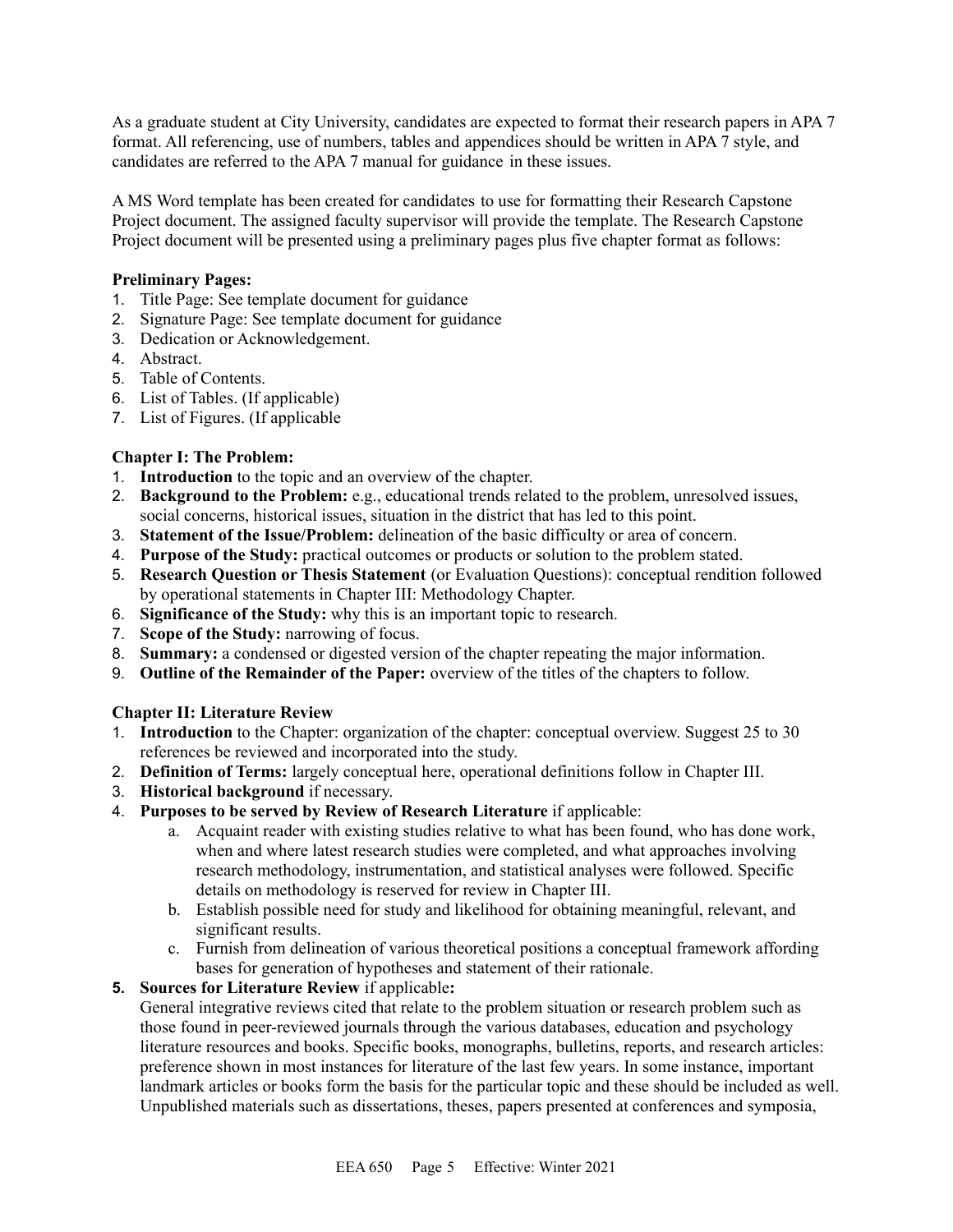As a graduate student at City University, candidates are expected to format their research papers in APA 7 format. All referencing, use of numbers, tables and appendices should be written in APA 7 style, and candidates are referred to the APA 7 manual for guidance in these issues.

A MS Word template has been created for candidates to use for formatting their Research Capstone Project document. The assigned faculty supervisor will provide the template. The Research Capstone Project document will be presented using a preliminary pages plus five chapter format as follows:

**Preliminary Pages:**

1. Title Page: See template document for guidance
2. Signature Page: See template document for guidance
3. Dedication or Acknowledgement.
4. Abstract.
5. Table of Contents.
6. List of Tables. (If applicable)
7. List of Figures. (If applicable

**Chapter I: The Problem:**

1. **Introduction** to the topic and an overview of the chapter.
2. **Background to the Problem:** e.g., educational trends related to the problem, unresolved issues, social concerns, historical issues, situation in the district that has led to this point.
3. **Statement of the Issue/Problem:** delineation of the basic difficulty or area of concern.
4. **Purpose of the Study:** practical outcomes or products or solution to the problem stated.
5. **Research Question or Thesis Statement** (or Evaluation Questions): conceptual rendition followed by operational statements in Chapter III: Methodology Chapter.
6. **Significance of the Study:** why this is an important topic to research.
7. **Scope of the Study:** narrowing of focus.
8. **Summary:** a condensed or digested version of the chapter repeating the major information.
9. **Outline of the Remainder of the Paper:** overview of the titles of the chapters to follow.

**Chapter II: Literature Review**

1. **Introduction** to the Chapter: organization of the chapter: conceptual overview. Suggest 25 to 30 references be reviewed and incorporated into the study.
2. **Definition of Terms:** largely conceptual here, operational definitions follow in Chapter III.
3. **Historical background** if necessary.
4. **Purposes to be served by Review of Research Literature** if applicable:
   a. Acquaint reader with existing studies relative to what has been found, who has done work, when and where latest research studies were completed, and what approaches involving research methodology, instrumentation, and statistical analyses were followed. Specific details on methodology is reserved for review in Chapter III.
   b. Establish possible need for study and likelihood for obtaining meaningful, relevant, and significant results.
   c. Furnish from delineation of various theoretical positions a conceptual framework affording bases for generation of hypotheses and statement of their rationale.
5. **Sources for Literature Review** if applicable**:**
   General integrative reviews cited that relate to the problem situation or research problem such as those found in peer-reviewed journals through the various databases, education and psychology literature resources and books. Specific books, monographs, bulletins, reports, and research articles: preference shown in most instances for literature of the last few years. In some instance, important landmark articles or books form the basis for the particular topic and these should be included as well. Unpublished materials such as dissertations, theses, papers presented at conferences and symposia,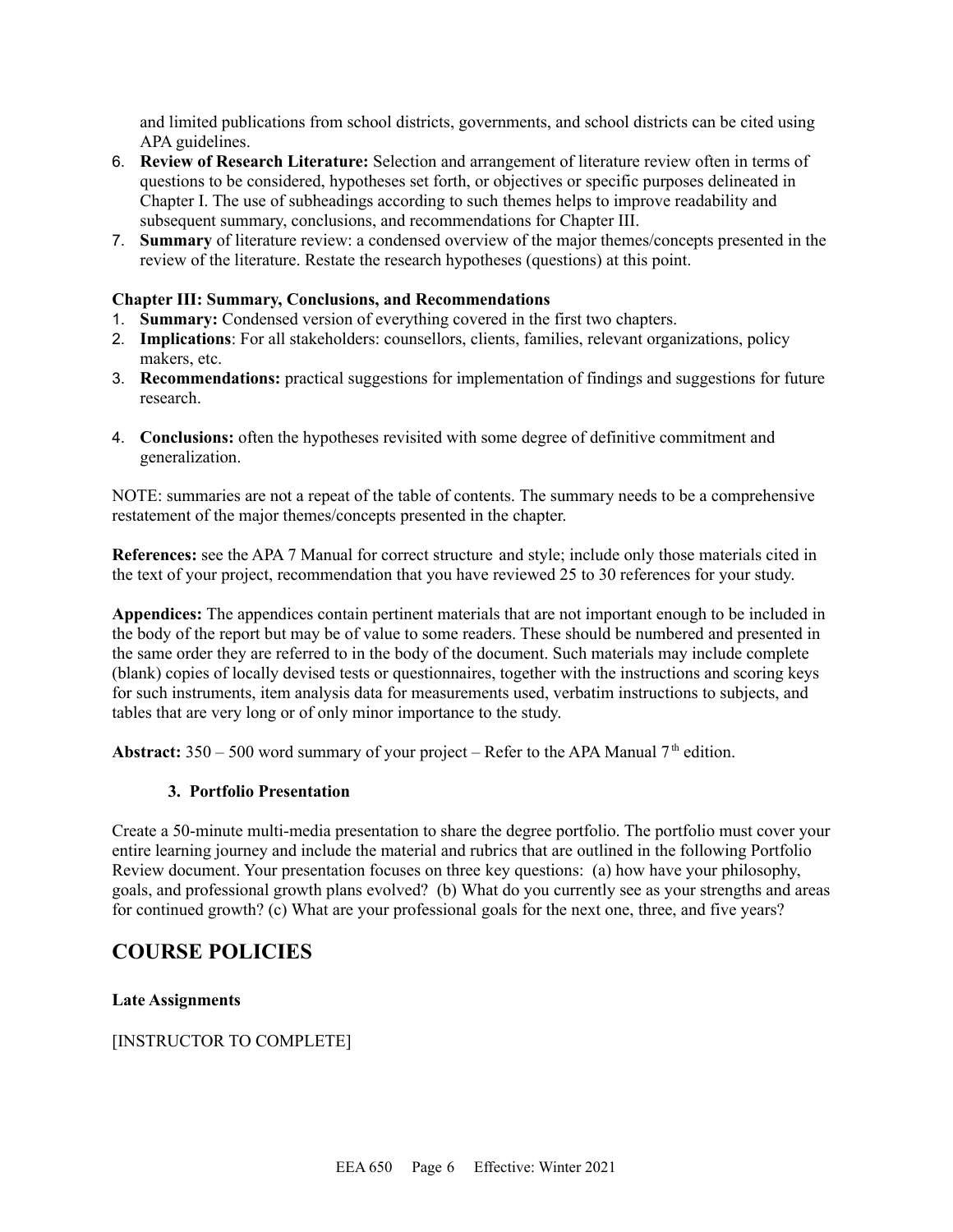and limited publications from school districts, governments, and school districts can be cited using APA guidelines.

6. **Review of Research Literature:** Selection and arrangement of literature review often in terms of questions to be considered, hypotheses set forth, or objectives or specific purposes delineated in Chapter I. The use of subheadings according to such themes helps to improve readability and subsequent summary, conclusions, and recommendations for Chapter III.
7. **Summary** of literature review: a condensed overview of the major themes/concepts presented in the review of the literature. Restate the research hypotheses (questions) at this point.

**Chapter III: Summary, Conclusions, and Recommendations**

1. **Summary:** Condensed version of everything covered in the first two chapters.
2. **Implications**: For all stakeholders: counsellors, clients, families, relevant organizations, policy makers, etc.
3. **Recommendations:** practical suggestions for implementation of findings and suggestions for future research.
4. **Conclusions:** often the hypotheses revisited with some degree of definitive commitment and generalization.

NOTE: summaries are not a repeat of the table of contents. The summary needs to be a comprehensive restatement of the major themes/concepts presented in the chapter.

**References:** see the APA 7 Manual for correct structure and style; include only those materials cited in the text of your project, recommendation that you have reviewed 25 to 30 references for your study.

**Appendices:** The appendices contain pertinent materials that are not important enough to be included in the body of the report but may be of value to some readers. These should be numbered and presented in the same order they are referred to in the body of the document. Such materials may include complete (blank) copies of locally devised tests or questionnaires, together with the instructions and scoring keys for such instruments, item analysis data for measurements used, verbatim instructions to subjects, and tables that are very long or of only minor importance to the study.

**Abstract:** 350 – 500 word summary of your project – Refer to the APA Manual 7th edition.

### 3. Portfolio Presentation

Create a 50-minute multi-media presentation to share the degree portfolio. The portfolio must cover your entire learning journey and include the material and rubrics that are outlined in the following Portfolio Review document. Your presentation focuses on three key questions: (a) how have your philosophy, goals, and professional growth plans evolved? (b) What do you currently see as your strengths and areas for continued growth? (c) What are your professional goals for the next one, three, and five years?

## COURSE POLICIES

**Late Assignments**

[INSTRUCTOR TO COMPLETE]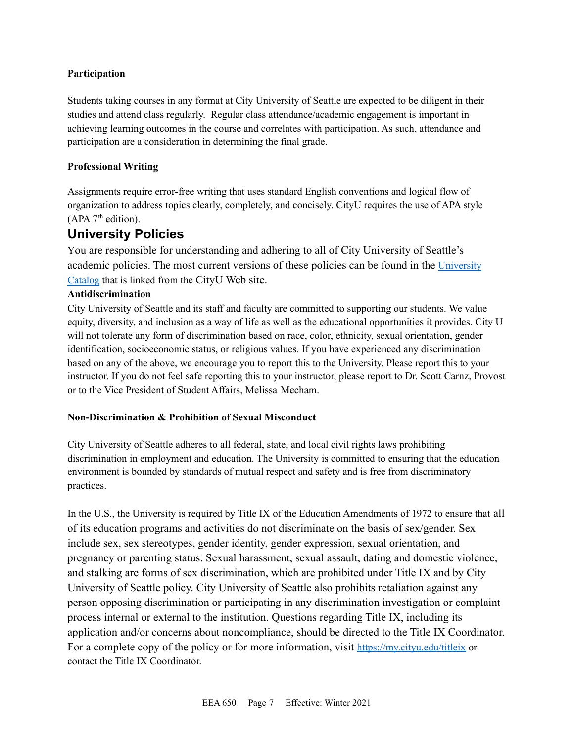**Participation**

Students taking courses in any format at City University of Seattle are expected to be diligent in their studies and attend class regularly. Regular class attendance/academic engagement is important in achieving learning outcomes in the course and correlates with participation. As such, attendance and participation are a consideration in determining the final grade.

**Professional Writing**

Assignments require error-free writing that uses standard English conventions and logical flow of organization to address topics clearly, completely, and concisely. CityU requires the use of APA style (APA 7th edition).

## University Policies

You are responsible for understanding and adhering to all of City University of Seattle's academic policies. The most current versions of these policies can be found in the University Catalog that is linked from the CityU Web site.

**Antidiscrimination**

City University of Seattle and its staff and faculty are committed to supporting our students. We value equity, diversity, and inclusion as a way of life as well as the educational opportunities it provides. City U will not tolerate any form of discrimination based on race, color, ethnicity, sexual orientation, gender identification, socioeconomic status, or religious values. If you have experienced any discrimination based on any of the above, we encourage you to report this to the University. Please report this to your instructor. If you do not feel safe reporting this to your instructor, please report to Dr. Scott Carnz, Provost or to the Vice President of Student Affairs, Melissa Mecham.

**Non-Discrimination & Prohibition of Sexual Misconduct**

City University of Seattle adheres to all federal, state, and local civil rights laws prohibiting discrimination in employment and education. The University is committed to ensuring that the education environment is bounded by standards of mutual respect and safety and is free from discriminatory practices.

In the U.S., the University is required by Title IX of the Education Amendments of 1972 to ensure that all of its education programs and activities do not discriminate on the basis of sex/gender. Sex include sex, sex stereotypes, gender identity, gender expression, sexual orientation, and pregnancy or parenting status. Sexual harassment, sexual assault, dating and domestic violence, and stalking are forms of sex discrimination, which are prohibited under Title IX and by City University of Seattle policy. City University of Seattle also prohibits retaliation against any person opposing discrimination or participating in any discrimination investigation or complaint process internal or external to the institution. Questions regarding Title IX, including its application and/or concerns about noncompliance, should be directed to the Title IX Coordinator. For a complete copy of the policy or for more information, visit https://my.cityu.edu/titleix or contact the Title IX Coordinator.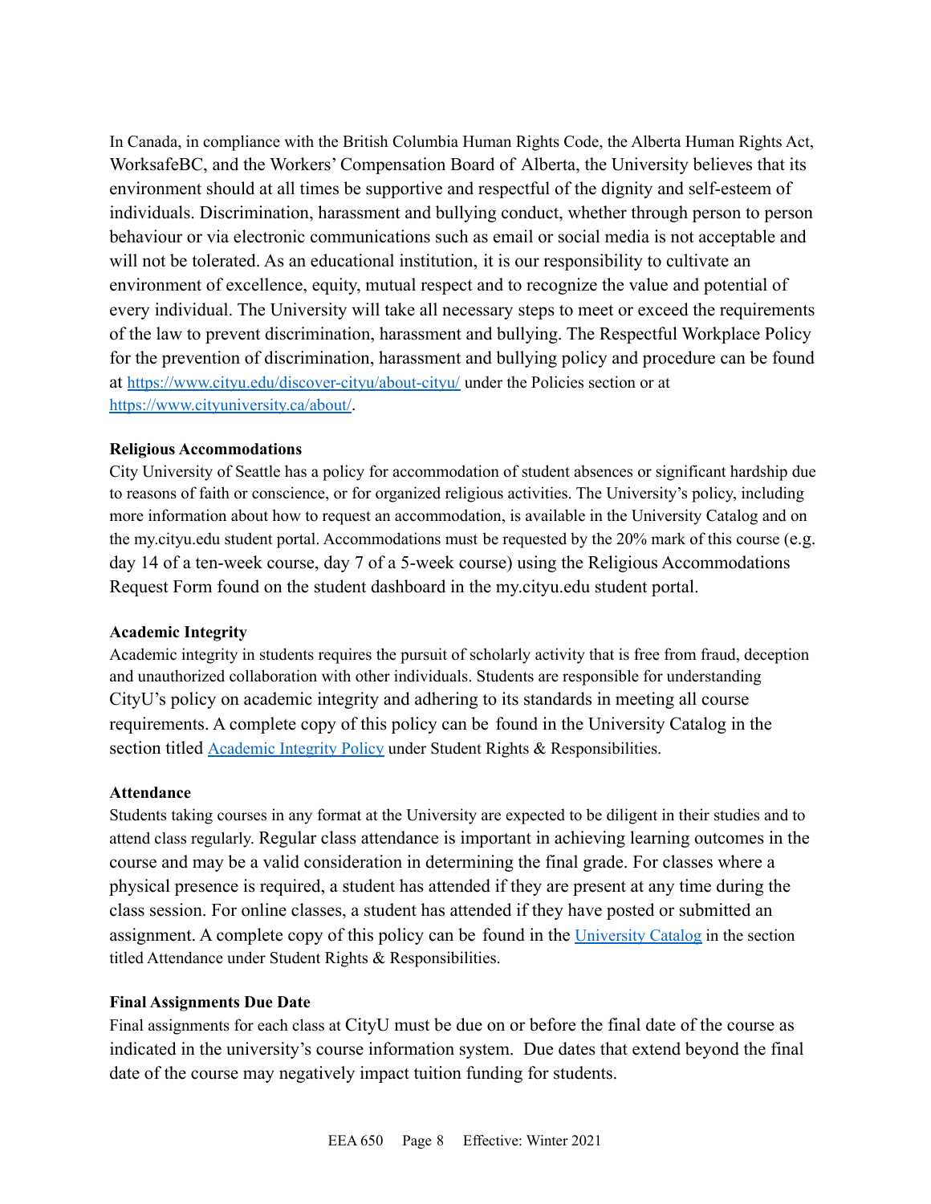In Canada, in compliance with the British Columbia Human Rights Code, the Alberta Human Rights Act, WorksafeBC, and the Workers' Compensation Board of Alberta, the University believes that its environment should at all times be supportive and respectful of the dignity and self-esteem of individuals. Discrimination, harassment and bullying conduct, whether through person to person behaviour or via electronic communications such as email or social media is not acceptable and will not be tolerated. As an educational institution, it is our responsibility to cultivate an environment of excellence, equity, mutual respect and to recognize the value and potential of every individual. The University will take all necessary steps to meet or exceed the requirements of the law to prevent discrimination, harassment and bullying. The Respectful Workplace Policy for the prevention of discrimination, harassment and bullying policy and procedure can be found at https://www.cityu.edu/discover-cityu/about-cityu/ under the Policies section or at https://www.cityuniversity.ca/about/.

**Religious Accommodations**

City University of Seattle has a policy for accommodation of student absences or significant hardship due to reasons of faith or conscience, or for organized religious activities. The University's policy, including more information about how to request an accommodation, is available in the University Catalog and on the my.cityu.edu student portal. Accommodations must be requested by the 20% mark of this course (e.g. day 14 of a ten-week course, day 7 of a 5-week course) using the Religious Accommodations Request Form found on the student dashboard in the my.cityu.edu student portal.

**Academic Integrity**

Academic integrity in students requires the pursuit of scholarly activity that is free from fraud, deception and unauthorized collaboration with other individuals. Students are responsible for understanding CityU's policy on academic integrity and adhering to its standards in meeting all course requirements. A complete copy of this policy can be found in the University Catalog in the section titled Academic Integrity Policy under Student Rights & Responsibilities.

**Attendance**

Students taking courses in any format at the University are expected to be diligent in their studies and to attend class regularly. Regular class attendance is important in achieving learning outcomes in the course and may be a valid consideration in determining the final grade. For classes where a physical presence is required, a student has attended if they are present at any time during the class session. For online classes, a student has attended if they have posted or submitted an assignment. A complete copy of this policy can be found in the University Catalog in the section titled Attendance under Student Rights & Responsibilities.

**Final Assignments Due Date**

Final assignments for each class at CityU must be due on or before the final date of the course as indicated in the university's course information system. Due dates that extend beyond the final date of the course may negatively impact tuition funding for students.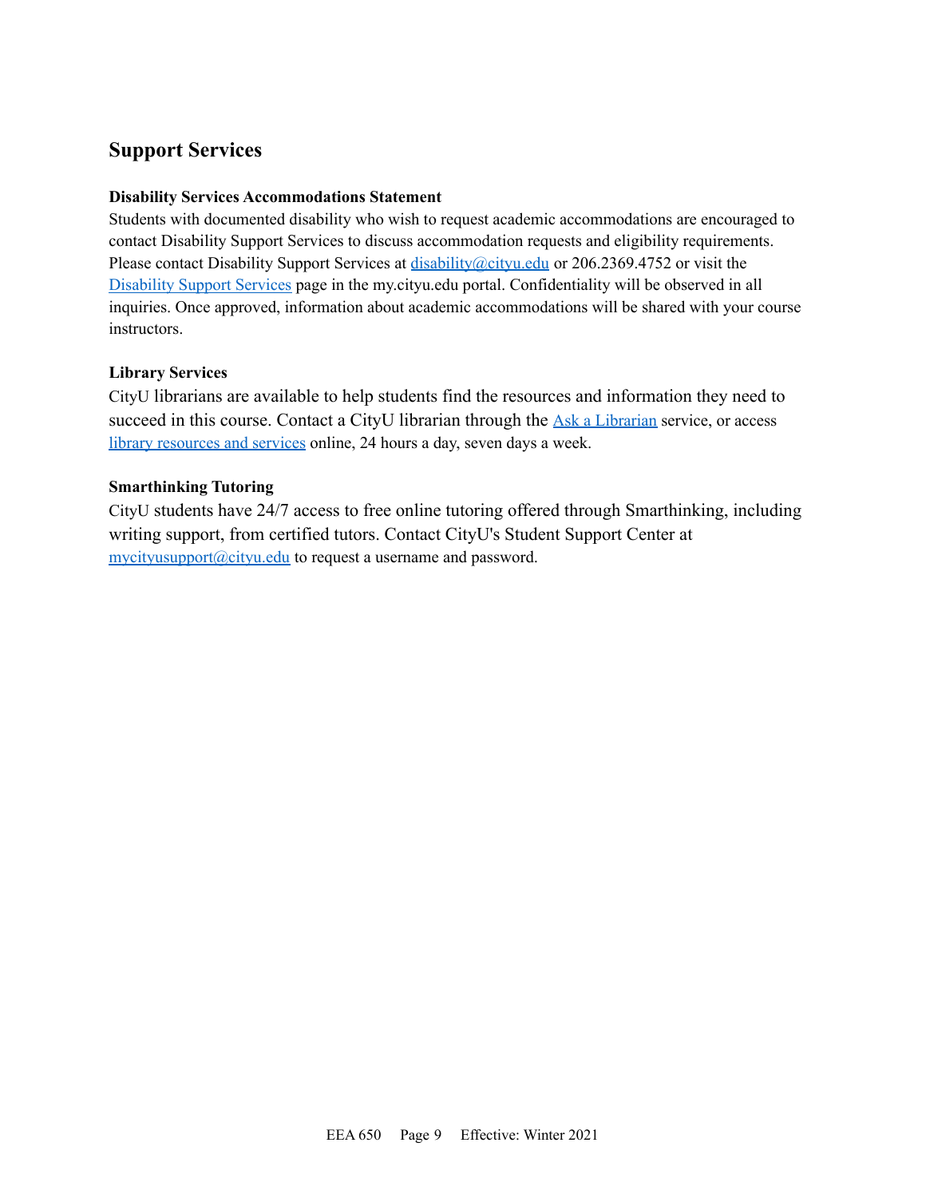## Support Services

**Disability Services Accommodations Statement**

Students with documented disability who wish to request academic accommodations are encouraged to contact Disability Support Services to discuss accommodation requests and eligibility requirements. Please contact Disability Support Services at disability@cityu.edu or 206.2369.4752 or visit the Disability Support Services page in the my.cityu.edu portal. Confidentiality will be observed in all inquiries. Once approved, information about academic accommodations will be shared with your course instructors.

**Library Services**

CityU librarians are available to help students find the resources and information they need to succeed in this course. Contact a CityU librarian through the Ask a Librarian service, or access library resources and services online, 24 hours a day, seven days a week.

**Smarthinking Tutoring**

CityU students have 24/7 access to free online tutoring offered through Smarthinking, including writing support, from certified tutors. Contact CityU's Student Support Center at mycityusupport@cityu.edu to request a username and password.